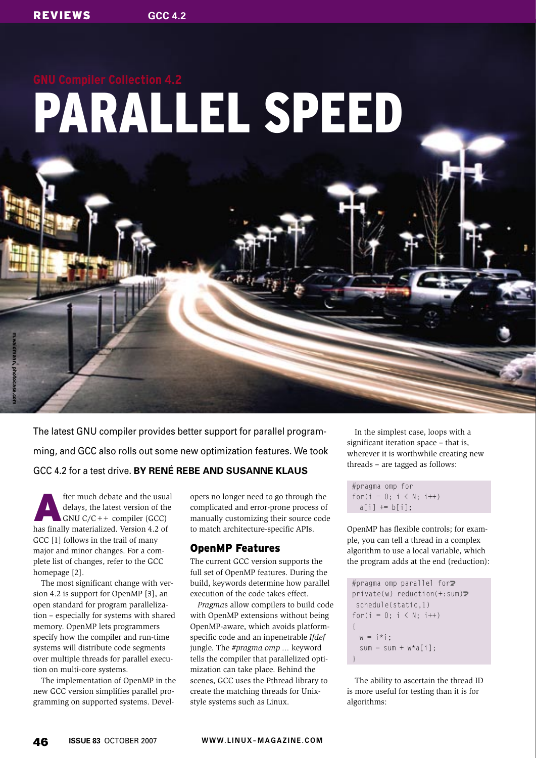GNU Compiler Collection 4.2

# PARALLEL SPEED

The latest GNU compiler provides better support for parallel programming, and GCC also rolls out some new optimization features. We took GCC 4.2 for a test drive. **BY RENÉ REBE AND SUSANNE KLAUS**

After much debate and the usual delays, the latest version of the GNU C/C++ compiler (GCC) has finally materialized. Version 4.2 of GCC [1] follows in the trail of many major and minor changes. For a complete list of changes, refer to the GCC homepage [2].

The most significant change with version 4.2 is support for OpenMP [3], an open standard for program parallelization – especially for systems with shared memory. OpenMP lets programmers specify how the compiler and run-time systems will distribute code segments over multiple threads for parallel execution on multi-core systems.

The implementation of OpenMP in the new GCC version simplifies parallel programming on supported systems. Developers no longer need to go through the complicated and error-prone process of manually customizing their source code to match architecture-specific APIs.

## OpenMP Features

The current GCC version supports the full set of OpenMP features. During the build, keywords determine how parallel execution of the code takes effect.

*Pragmas* allow compilers to build code with OpenMP extensions without being OpenMP-aware, which avoids platform-specific code and an inpenetrable *Ifdef* jungle. The *#pragma omp ...* keyword tells the compiler that parallelized optimization can take place. Behind the scenes, GCC uses the Pthread library to create the matching threads for Unix-style systems such as Linux.

In the simplest case, loops with a significant iteration space – that is, wherever it is worthwhile creating new threads – are tagged as follows:

```
#pragma omp for
for(i = 0; i < N; i++)
  a[i] += b[i];
```

OpenMP has flexible controls; for example, you can tell a thread in a complex algorithm to use a local variable, which the program adds at the end (reduction):

```
#pragma omp parallel for
private(w) reduction(+:sum)
 schedule(static,1)
for(i = 0; i < N; i++)
{
  w = i*i;
  sum = sum + w*a[i];
}
```

The ability to ascertain the thread ID is more useful for testing than it is for algorithms: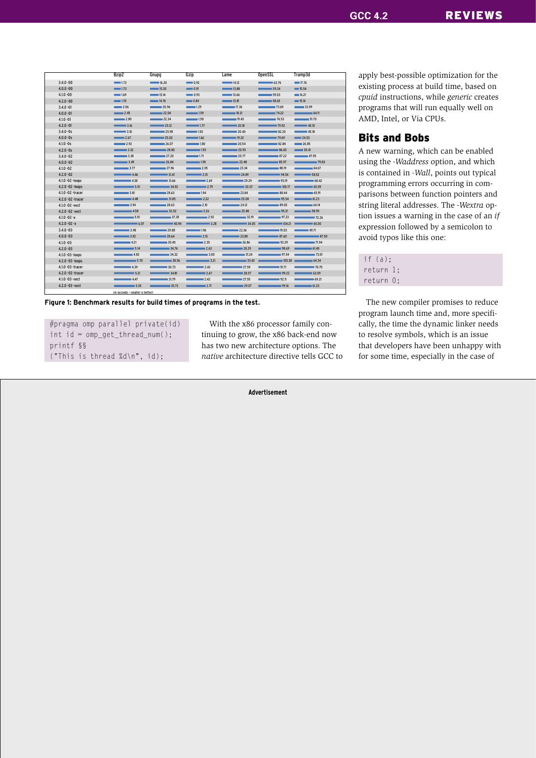| | Bzip2 | Gnupg | Gzip | Lame | OpenSSL | Tramp3d |
|---|---|---|---|---|---|---|
| 3.4.0 -O0 | 1.73 | 16.20 | 0.92 | 14.12 | 63.76 | 17.76 |
| 4.0.0 -O0 | 1.73 | 15.30 | 0.91 | 13.88 | 59.34 | 15.54 |
| 4.1.0 -O0 | 1.69 | 15.14 | 0.93 | 13.66 | 59.03 | 16.21 |
| 4.2.0 -O0 | 1.70 | 14.76 | 0.84 | 13.81 | 58.65 | 15.16 |
| 3.4.0 -O1 | 2.06 | 20.96 | 1.29 | 17.36 | 73.69 | 33.99 |
| 4.0.0 -O1 | 2.45 | 22.04 | 1.59 | 18.21 | 74.22 | 64.11 |
| 4.1.0 -O1 | 2.80 | 22.34 | 1.58 | 19.43 | 76.53 | 51.70 |
| 4.2.0 -O1 | 3.16 | 25.12 | 1.77 | 20.18 | 79.92 | 45.10 |
| 3.4.0 -Os | 3.10 | 25.98 | 1.50 | 20.40 | 82.20 | 45.18 |
| 4.0.0 -Os | 2.67 | 25.02 | 1.66 | 19.32 | 79.69 | 24.53 |
| 4.1.0 -Os | 2.92 | 26.07 | 1.80 | 20.54 | 82.84 | 26.85 |
| 4.2.0 -Os | 3.32 | 28.80 | 1.93 | 20.93 | 86.65 | 30.41 |
| 3.4.0 -O2 | 3.38 | 27.20 | 1.71 | 20.77 | 87.22 | 47.95 |
| 4.0.0 -O2 | 3.49 | 26.84 | 1.90 | 22.48 | 85.97 | 79.83 |
| 4.1.0 -O2 | 3.77 | 27.96 | 2.05 | 23.34 | 88.19 | 64.67 |
| 4.2.0 -O2 | 4.46 | 31.41 | 2.15 | 24.89 | 94.54 | 58.52 |
| 4.1.0 -O2 -loops | 4.38 | 31.66 | 2.69 | 29.29 | 93.19 | 68.42 |
| 4.2.0 -O2 -loops | 5.15 | 34.92 | 2.79 | 30.57 | 100.17 | 65.09 |
| 4.1.0 -O2 -tracer | 3.81 | 28.63 | 1.94 | 23.84 | 88.44 | 65.91 |
| 4.2.0 -O2 -tracer | 4.48 | 31.85 | 2.22 | 25.08 | 95.54 | 61.23 |
| 4.1.0 -O2 -vect | 3.94 | 28.63 | 2.10 | 24.12 | 89.05 | 64.14 |
| 4.2.0 -O2 -vect | 4.58 | 32.02 | 2.26 | 25.48 | 95.31 | 58.95 |
| 4.1.0 -O2 -x | 5.10 | 37.35 | 2.92 | 32.91 | 97.23 | 72.26 |
| 4.2.0 -O2 -x | 6.07 | 40.94 | 3.28 | 34.05 | 104.21 | 65.00 |
| 3.4.0 -O3 | 3.98 | 29.80 | 1.96 | 22.36 | 91.03 | 49.71 |
| 4.0.0 -O3 | 3.92 | 28.64 | 2.15 | 23.80 | 87.60 | 87.50 |
| 4.1.0 -O3 | 4.21 | 30.45 | 2.35 | 26.86 | 92.29 | 71.94 |
| 4.2.0 -O3 | 5.14 | 34.76 | 2.63 | 28.29 | 98.69 | 61.40 |
| 4.1.0 -O3 -loops | 4.82 | 34.32 | 3.00 | 31.24 | 97.54 | 73.01 |
| 4.2.0 -O3 -loops | 5.70 | 38.56 | 3.21 | 33.43 | 105.38 | 64.34 |
| 4.1.0 -O3 -tracer | 4.39 | 30.73 | 2.43 | 27.59 | 91.71 | 70.75 |
| 4.2.0 -O3 -tracer | 5.21 | 34.81 | 2.67 | 28.57 | 99.22 | 63.09 |
| 4.1.0 -O3 -vect | 4.47 | 31.79 | 2.42 | 27.55 | 92.11 | 69.21 |
| 4.2.0 -O3 -vect | 5.35 | 35.73 | 2.71 | 29.07 | 99.16 | 61.23 |

(in seconds – smaller is better)

**Figure 1: Benchmark results for build times of programs in the test.**

```
#pragma omp parallel private(id)
int id = omp_get_thread_num();
printf §§
("This is thread %d\n", id);
```

With the x86 processor family continuing to grow, the x86 back-end now has two new architecture options. The *native* architecture directive tells GCC to apply best-possible optimization for the existing process at build time, based on *cpuid* instructions, while *generic* creates programs that will run equally well on AMD, Intel, or Via CPUs.

## Bits and Bobs

A new warning, which can be enabled using the *-Waddress* option, and which is contained in *-Wall*, points out typical programming errors occurring in comparisons between function pointers and string literal addresses. The *-Wextra* option issues a warning in the case of an *if* expression followed by a semicolon to avoid typos like this one:

```
if (a);
return 1;
return 0;
```

The new compiler promises to reduce program launch time and, more specifically, the time the dynamic linker needs to resolve symbols, which is an issue that developers have been unhappy with for some time, especially in the case of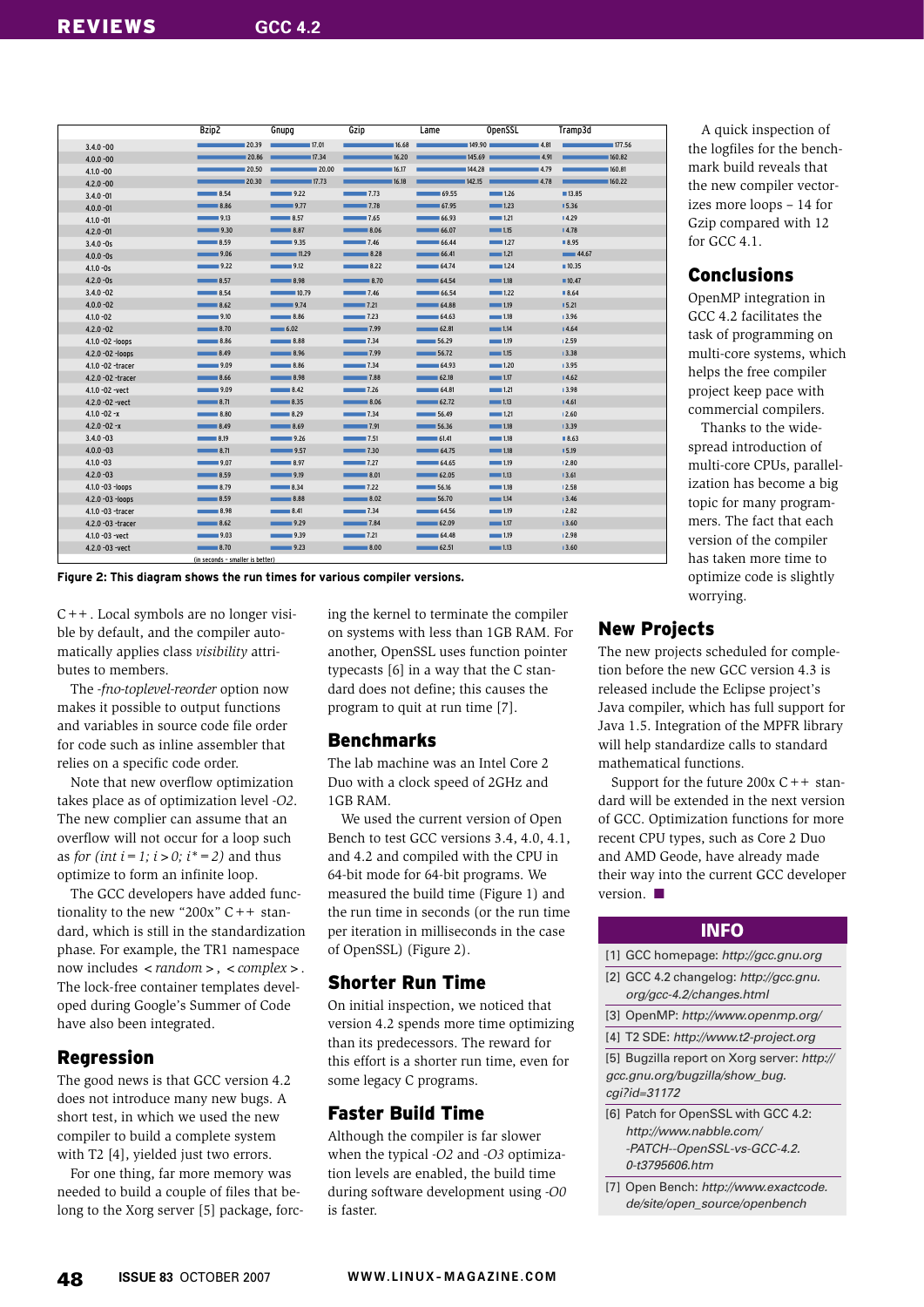Bzip2 Gnupg Gzip Lame OpenSSL Tramp3d

3.4.0 -O0 20.39 17.01 16.68 149.90 4.81 177.56
4.0.0 -O0 20.86 17.34 16.20 145.69 4.91 160.82
4.1.0 -O0 20.50 20.00 16.17 144.28 4.79 160.81
4.2.0 -O0 20.30 17.73 16.18 142.15 4.78 160.22
3.4.0 -O1 8.54 9.22 7.73 69.55 1.26 13.85
4.0.0 -O1 8.86 9.77 7.78 67.95 1.23 5.36
4.1.0 -O1 9.13 8.57 7.65 66.93 1.21 4.29
4.2.0 -O1 9.30 8.87 8.06 66.07 1.15 4.78
3.4.0 -Os 8.59 9.35 7.46 66.44 1.27 8.95
4.0.0 -Os 9.06 11.29 8.28 66.41 1.21 44.67
4.1.0 -Os 9.22 9.12 8.22 64.74 1.24 10.35
4.2.0 -Os 8.57 8.98 8.70 64.54 1.18 10.47
3.4.0 -O2 8.54 10.79 7.46 66.54 1.22 8.64
4.0.0 -O2 8.62 9.74 7.21 64.88 1.19 5.21
4.1.0 -O2 9.10 8.86 7.23 64.63 1.18 3.96
4.2.0 -O2 8.70 6.02 7.99 62.81 1.14 4.64
4.1.0 -O2 -loops 8.86 8.88 7.34 56.29 1.19 2.59
4.2.0 -O2 -loops 8.49 8.96 7.99 56.72 1.15 3.38
4.1.0 -O2 -tracer 9.09 8.86 7.34 64.93 1.20 3.95
4.2.0 -O2 -tracer 8.66 8.98 7.88 62.18 1.17 4.62
4.1.0 -O2 -vect 9.09 8.42 7.26 64.81 1.21 3.98
4.2.0 -O2 -vect 8.71 8.35 8.06 62.72 1.13 4.61
4.1.0 -O2 -x 8.80 8.29 7.34 56.49 1.21 2.60
4.2.0 -O2 -x 8.49 8.69 7.91 56.36 1.18 3.39
3.4.0 -O3 8.19 9.26 7.51 61.41 1.18 8.63
4.0.0 -O3 8.71 9.57 7.30 64.75 1.18 5.19
4.1.0 -O3 9.07 8.97 7.27 64.65 1.19 2.80
4.2.0 -O3 8.59 9.19 8.01 62.05 1.13 3.61
4.1.0 -O3 -loops 8.79 8.34 7.22 56.16 1.18 2.58
4.2.0 -O3 -loops 8.59 8.88 8.02 56.70 1.14 3.46
4.1.0 -O3 -tracer 8.98 8.41 7.34 64.56 1.19 2.82
4.2.0 -O3 -tracer 8.62 9.29 7.84 62.09 1.17 3.60
4.1.0 -O3 -vect 9.03 9.39 7.21 64.48 1.19 2.98
4.2.0 -O3 -vect 8.70 9.23 8.00 62.51 1.13 3.60

(in seconds – smaller is better)

**Figure 2: This diagram shows the run times for various compiler versions.**

C++. Local symbols are no longer visible by default, and the compiler automatically applies class *visibility* attributes to members.

The *-fno-toplevel-reorder* option now makes it possible to output functions and variables in source code file order for code such as inline assembler that relies on a specific code order.

Note that new overflow optimization takes place as of optimization level *-O2*. The new complier can assume that an overflow will not occur for a loop such as *for (int i=1; i>0; i*=2)* and thus optimize to form an infinite loop.

The GCC developers have added functionality to the new "200x" C++ standard, which is still in the standardization phase. For example, the TR1 namespace now includes *<random>*, *<complex>*. The lock-free container templates developed during Google's Summer of Code have also been integrated.

## Regression

The good news is that GCC version 4.2 does not introduce many new bugs. A short test, in which we used the new compiler to build a complete system with T2 [4], yielded just two errors.

For one thing, far more memory was needed to build a couple of files that belong to the Xorg server [5] package, forcing the kernel to terminate the compiler on systems with less than 1GB RAM. For another, OpenSSL uses function pointer typecasts [6] in a way that the C standard does not define; this causes the program to quit at run time [7].

## Benchmarks

The lab machine was an Intel Core 2 Duo with a clock speed of 2GHz and 1GB RAM.

We used the current version of Open Bench to test GCC versions 3.4, 4.0, 4.1, and 4.2 and compiled with the CPU in 64-bit mode for 64-bit programs. We measured the build time (Figure 1) and the run time in seconds (or the run time per iteration in milliseconds in the case of OpenSSL) (Figure 2).

## Shorter Run Time

On initial inspection, we noticed that version 4.2 spends more time optimizing than its predecessors. The reward for this effort is a shorter run time, even for some legacy C programs.

## Faster Build Time

Although the compiler is far slower when the typical *-O2* and *-O3* optimization levels are enabled, the build time during software development using *-O0* is faster.

A quick inspection of the logfiles for the benchmark build reveals that the new compiler vectorizes more loops – 14 for Gzip compared with 12 for GCC 4.1.

## Conclusions

OpenMP integration in GCC 4.2 facilitates the task of programming on multi-core systems, which helps the free compiler project keep pace with commercial compilers.

Thanks to the widespread introduction of multi-core CPUs, parallelization has become a big topic for many programmers. The fact that each version of the compiler has taken more time to optimize code is slightly worrying.

## New Projects

The new projects scheduled for completion before the new GCC version 4.3 is released include the Eclipse project's Java compiler, which has full support for Java 1.5. Integration of the MPFR library will help standardize calls to standard mathematical functions.

Support for the future 200x C++ standard will be extended in the next version of GCC. Optimization functions for more recent CPU types, such as Core 2 Duo and AMD Geode, have already made their way into the current GCC developer version. ■

## INFO

[1] GCC homepage: *http://gcc.gnu.org*

[2] GCC 4.2 changelog: *http://gcc.gnu.org/gcc-4.2/changes.html*

[3] OpenMP: *http://www.openmp.org/*

[4] T2 SDE: *http://www.t2-project.org*

[5] Bugzilla report on Xorg server: *http://gcc.gnu.org/bugzilla/show_bug.cgi?id=31172*

[6] Patch for OpenSSL with GCC 4.2: *http://www.nabble.com/-PATCH--OpenSSL-vs-GCC-4.2.0-t3795606.htm*

[7] Open Bench: *http://www.exactcode.de/site/open_source/openbench*